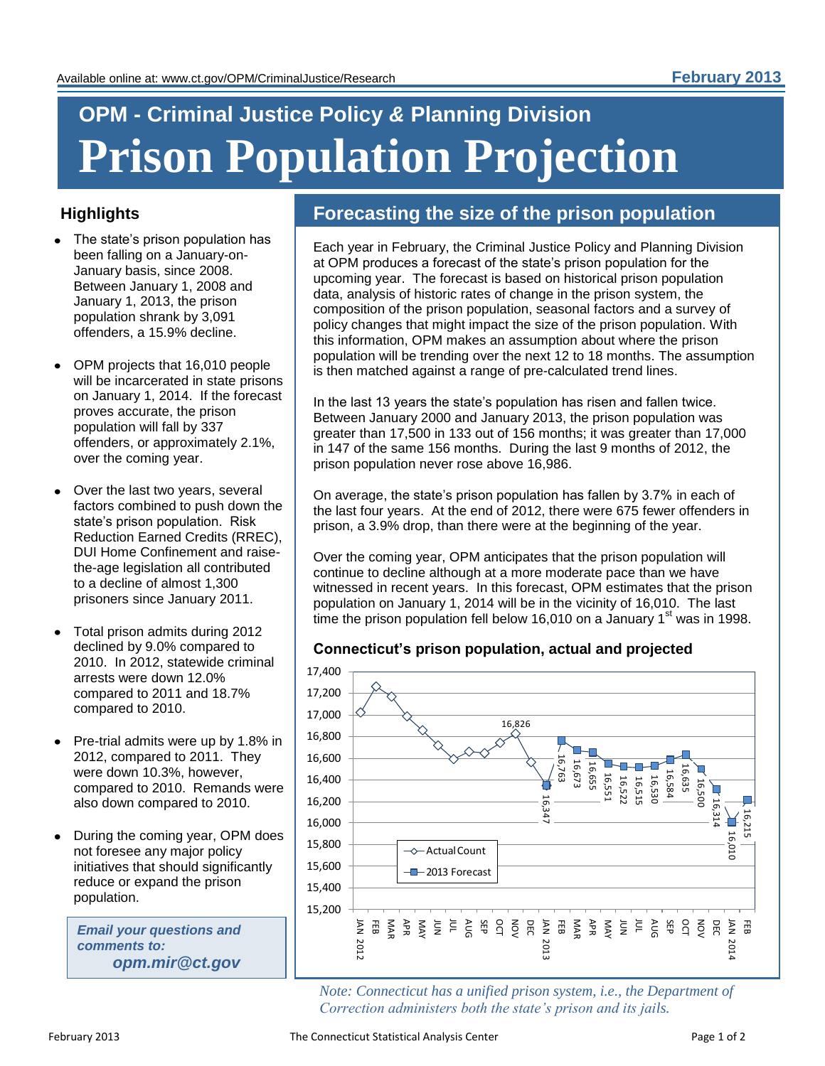Available online at: www.ct.gov/OPM/CriminalJustice/Research

**February 2013**

## OPM - Criminal Justice Policy & Planning Division

# Prison Population Projection

## Highlights

- The state's prison population has been falling on a January-on-January basis, since 2008. Between January 1, 2008 and January 1, 2013, the prison population shrank by 3,091 offenders, a 15.9% decline.
- OPM projects that 16,010 people will be incarcerated in state prisons on January 1, 2014. If the forecast proves accurate, the prison population will fall by 337 offenders, or approximately 2.1%, over the coming year.
- Over the last two years, several factors combined to push down the state's prison population. Risk Reduction Earned Credits (RREC), DUI Home Confinement and raise-the-age legislation all contributed to a decline of almost 1,300 prisoners since January 2011.
- Total prison admits during 2012 declined by 9.0% compared to 2010. In 2012, statewide criminal arrests were down 12.0% compared to 2011 and 18.7% compared to 2010.
- Pre-trial admits were up by 1.8% in 2012, compared to 2011. They were down 10.3%, however, compared to 2010. Remands were also down compared to 2010.
- During the coming year, OPM does not foresee any major policy initiatives that should significantly reduce or expand the prison population.

***Email your questions and comments to:***
***opm.mir@ct.gov***

## Forecasting the size of the prison population

Each year in February, the Criminal Justice Policy and Planning Division at OPM produces a forecast of the state's prison population for the upcoming year. The forecast is based on historical prison population data, analysis of historic rates of change in the prison system, the composition of the prison population, seasonal factors and a survey of policy changes that might impact the size of the prison population. With this information, OPM makes an assumption about where the prison population will be trending over the next 12 to 18 months. The assumption is then matched against a range of pre-calculated trend lines.

In the last 13 years the state's population has risen and fallen twice. Between January 2000 and January 2013, the prison population was greater than 17,500 in 133 out of 156 months; it was greater than 17,000 in 147 of the same 156 months. During the last 9 months of 2012, the prison population never rose above 16,986.

On average, the state's prison population has fallen by 3.7% in each of the last four years. At the end of 2012, there were 675 fewer offenders in prison, a 3.9% drop, than there were at the beginning of the year.

Over the coming year, OPM anticipates that the prison population will continue to decline although at a more moderate pace than we have witnessed in recent years. In this forecast, OPM estimates that the prison population on January 1, 2014 will be in the vicinity of 16,010. The last time the prison population fell below 16,010 on a January 1st was in 1998.

### Connecticut's prison population, actual and projected

| Month | Actual Count | 2013 Forecast |
|---|---|---|
| JAN 2012 | | |
| FEB | | |
| MAR | | |
| APR | | |
| MAY | | |
| JUN | | |
| JUL | | |
| AUG | | |
| SEP | | |
| OCT | | |
| NOV | 16,826 | |
| DEC | | |
| JAN 2013 | | 16,347 |
| FEB | | 16,763 |
| MAR | | 16,673 |
| APR | | 16,655 |
| MAY | | 16,551 |
| JUN | | 16,522 |
| JUL | | 16,515 |
| AUG | | 16,530 |
| SEP | | 16,584 |
| OCT | | 16,635 |
| NOV | | 16,500 |
| DEC | | 16,314 |
| JAN 2014 | | 16,010 |
| FEB | | 16,215 |

*Note: Connecticut has a unified prison system, i.e., the Department of Correction administers both the state's prison and its jails.*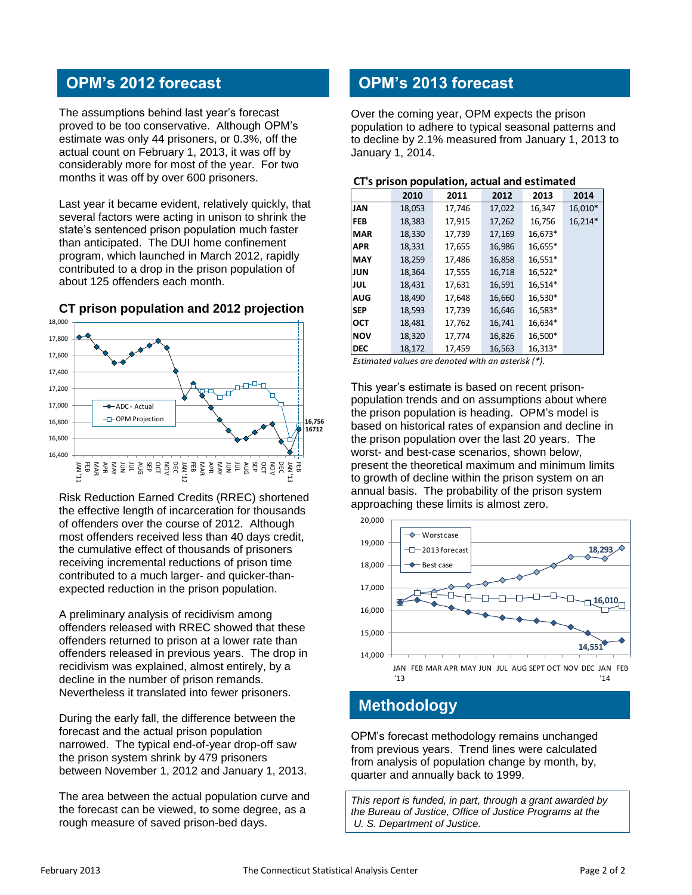## OPM's 2012 forecast

The assumptions behind last year's forecast proved to be too conservative. Although OPM's estimate was only 44 prisoners, or 0.3%, off the actual count on February 1, 2013, it was off by considerably more for most of the year. For two months it was off by over 600 prisoners.

Last year it became evident, relatively quickly, that several factors were acting in unison to shrink the state's sentenced prison population much faster than anticipated. The DUI home confinement program, which launched in March 2012, rapidly contributed to a drop in the prison population of about 125 offenders each month.

**CT prison population and 2012 projection**

18,000
17,800
17,600
17,400
17,200
17,000
16,800
16,600
16,400

ADC - Actual
OPM Projection

16,756
16712

JAN '11 FEB MAR APR MAY JUN JUL AUG SEP OCT NOV DEC JAN '12 FEB MAR APR MAY JUN JUL AUG SEP OCT NOV DEC JAN '13 FEB

Risk Reduction Earned Credits (RREC) shortened the effective length of incarceration for thousands of offenders over the course of 2012. Although most offenders received less than 40 days credit, the cumulative effect of thousands of prisoners receiving incremental reductions of prison time contributed to a much larger- and quicker-than-expected reduction in the prison population.

A preliminary analysis of recidivism among offenders released with RREC showed that these offenders returned to prison at a lower rate than offenders released in previous years. The drop in recidivism was explained, almost entirely, by a decline in the number of prison remands. Nevertheless it translated into fewer prisoners.

During the early fall, the difference between the forecast and the actual prison population narrowed. The typical end-of-year drop-off saw the prison system shrink by 479 prisoners between November 1, 2012 and January 1, 2013.

The area between the actual population curve and the forecast can be viewed, to some degree, as a rough measure of saved prison-bed days.

## OPM's 2013 forecast

Over the coming year, OPM expects the prison population to adhere to typical seasonal patterns and to decline by 2.1% measured from January 1, 2013 to January 1, 2014.

**CT's prison population, actual and estimated**

| | 2010 | 2011 | 2012 | 2013 | 2014 |
|---|---|---|---|---|---|
| JAN | 18,053 | 17,746 | 17,022 | 16,347 | 16,010* |
| FEB | 18,383 | 17,915 | 17,262 | 16,756 | 16,214* |
| MAR | 18,330 | 17,739 | 17,169 | 16,673* | |
| APR | 18,331 | 17,655 | 16,986 | 16,655* | |
| MAY | 18,259 | 17,486 | 16,858 | 16,551* | |
| JUN | 18,364 | 17,555 | 16,718 | 16,522* | |
| JUL | 18,431 | 17,631 | 16,591 | 16,514* | |
| AUG | 18,490 | 17,648 | 16,660 | 16,530* | |
| SEP | 18,593 | 17,739 | 16,646 | 16,583* | |
| OCT | 18,481 | 17,762 | 16,741 | 16,634* | |
| NOV | 18,320 | 17,774 | 16,826 | 16,500* | |
| DEC | 18,172 | 17,459 | 16,563 | 16,313* | |

*Estimated values are denoted with an asterisk (*).*

This year's estimate is based on recent prison-population trends and on assumptions about where the prison population is heading. OPM's model is based on historical rates of expansion and decline in the prison population over the last 20 years. The worst- and best-case scenarios, shown below, present the theoretical maximum and minimum limits to growth of decline within the prison system on an annual basis. The probability of the prison system approaching these limits is almost zero.

20,000
19,000
18,000
17,000
16,000
15,000
14,000

Worst case
2013 forecast
Best case

18,293
16,010
14,551

JAN '13 FEB MAR APR MAY JUN JUL AUG SEPT OCT NOV DEC JAN '14 FEB

## Methodology

OPM's forecast methodology remains unchanged from previous years. Trend lines were calculated from analysis of population change by month, by, quarter and annually back to 1999.

*This report is funded, in part, through a grant awarded by the Bureau of Justice, Office of Justice Programs at the U. S. Department of Justice.*